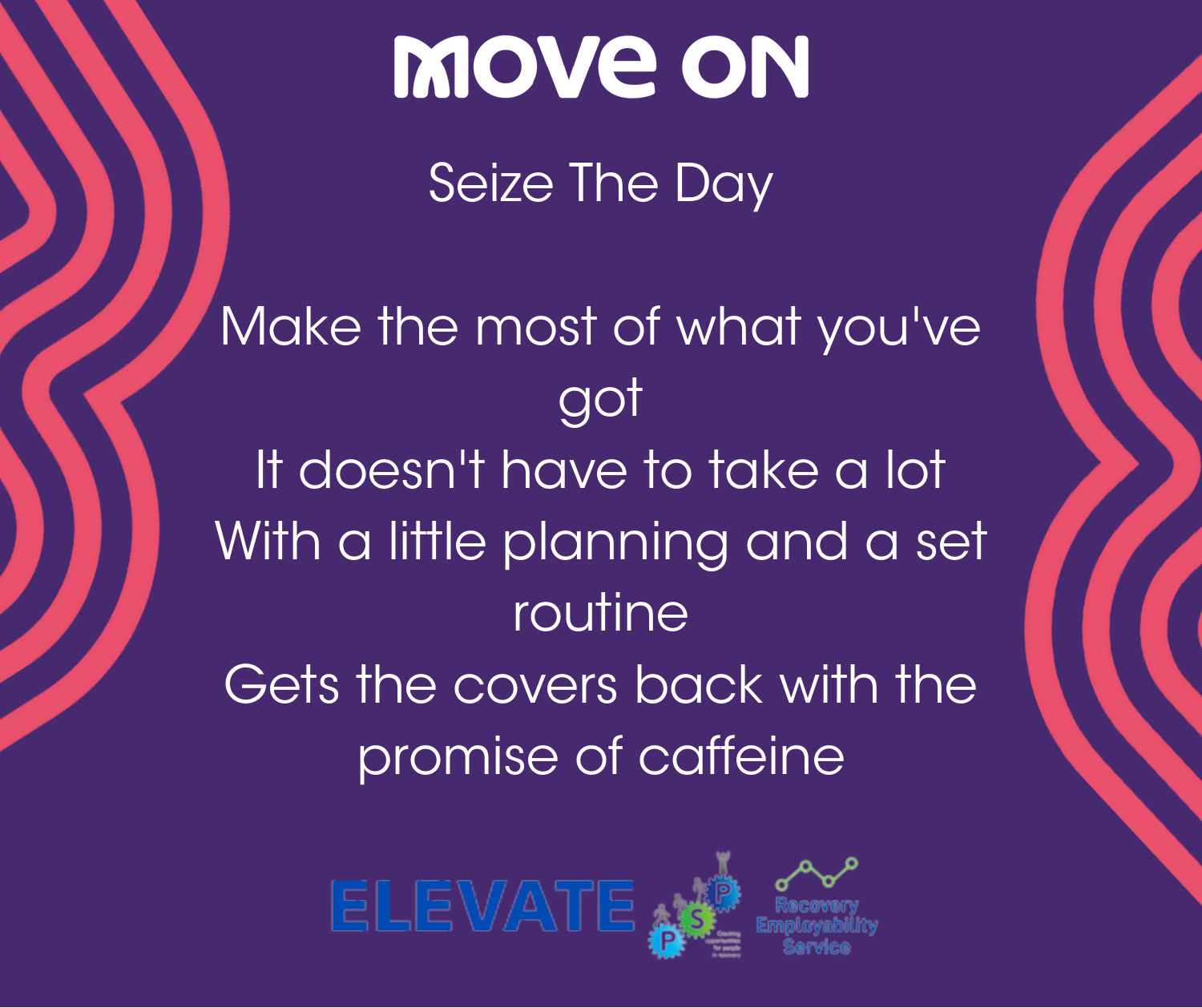# MOVE ON

## Seize The Day

Make the most of what you've got
It doesn't have to take a lot
With a little planning and a set routine
Gets the covers back with the promise of caffeine

ELEVATE

Recovery Employability Service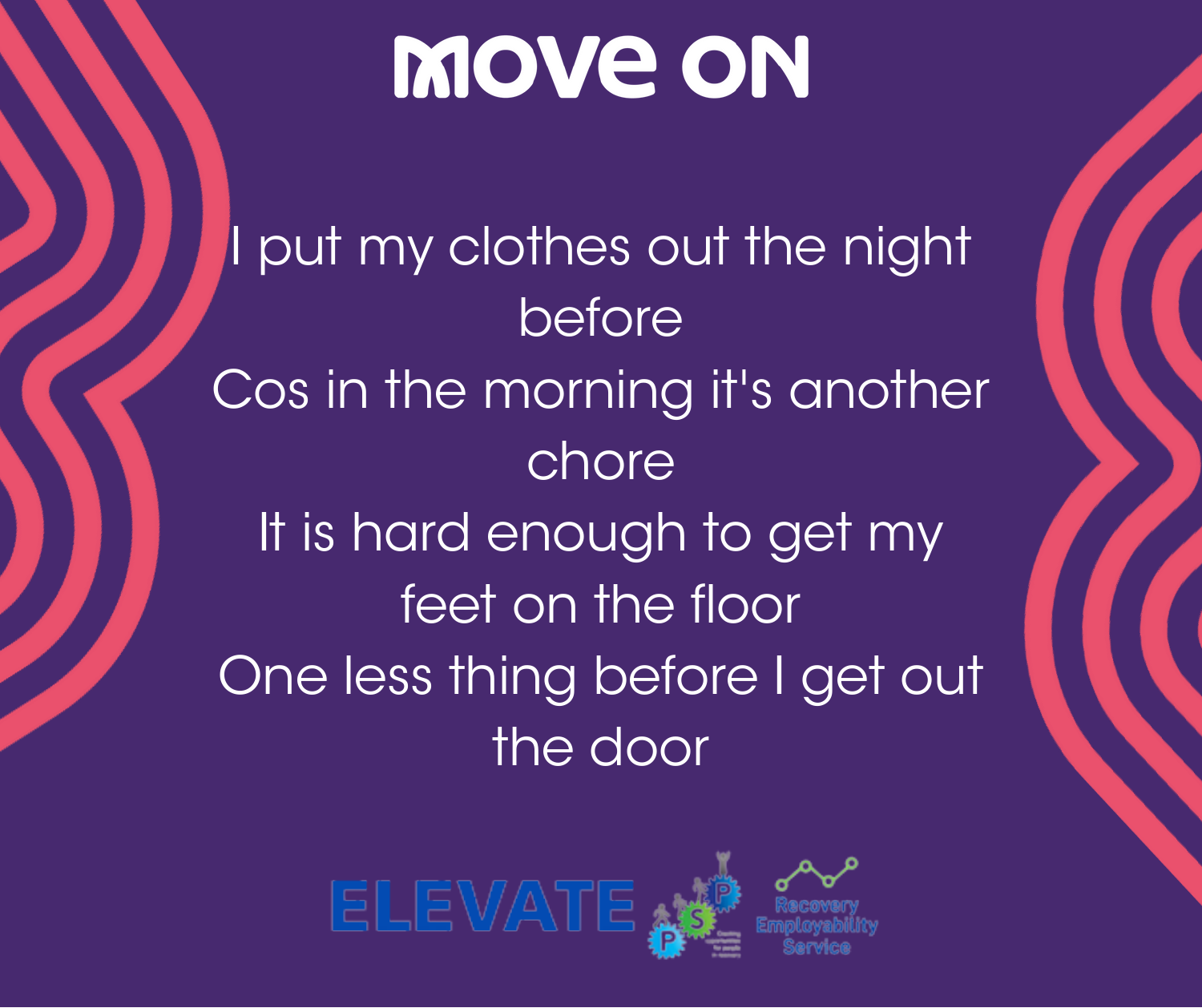# MOVE ON

I put my clothes out the night before
Cos in the morning it's another chore
It is hard enough to get my feet on the floor
One less thing before I get out the door

ELEVATE

Recovery Employability Service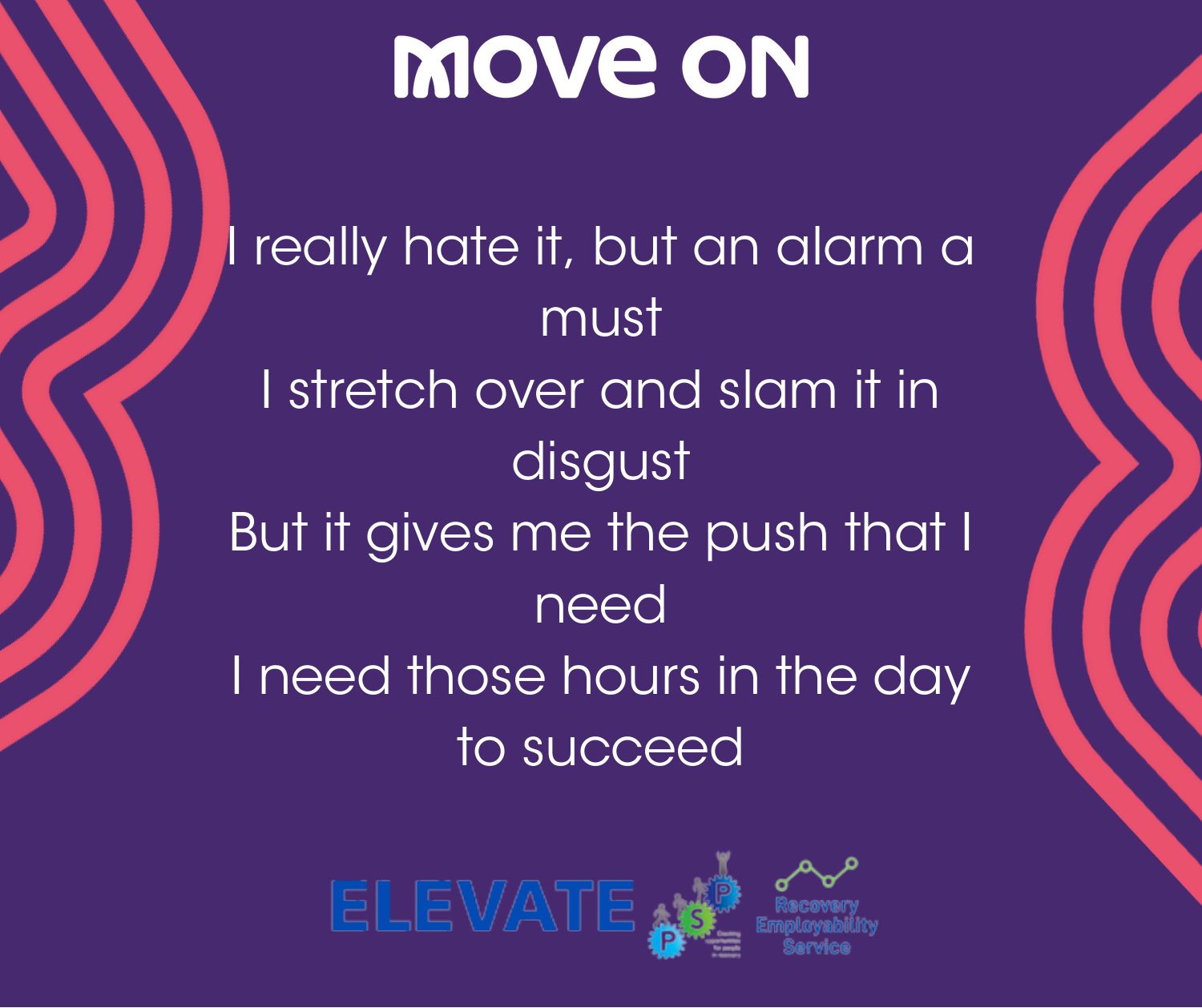# MOVE ON

I really hate it, but an alarm a must
I stretch over and slam it in disgust
But it gives me the push that I need
I need those hours in the day to succeed

ELEVATE PSP Recovery Employability Service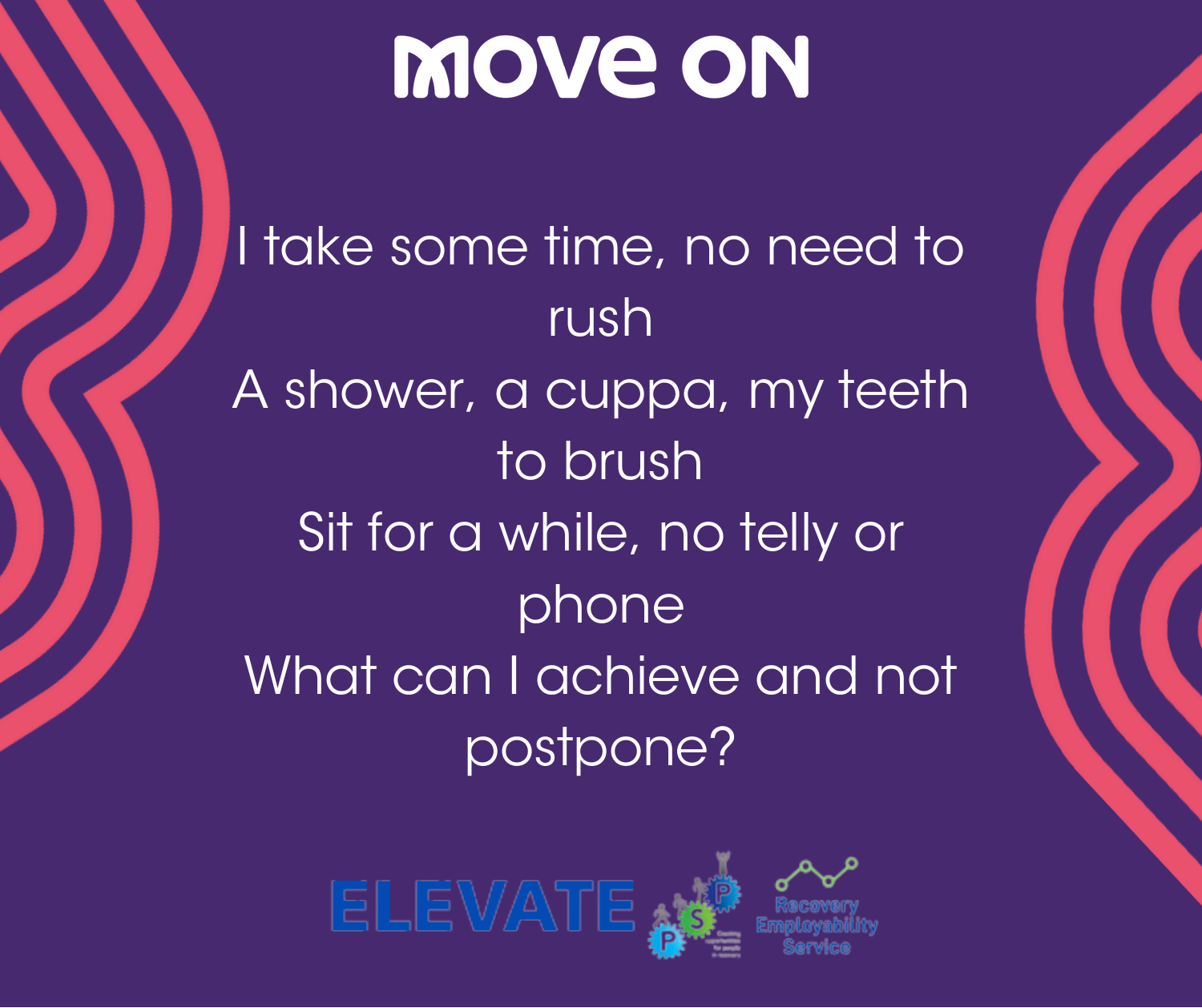# MOVE ON

I take some time, no need to rush
A shower, a cuppa, my teeth to brush
Sit for a while, no telly or phone
What can I achieve and not postpone?

ELEVATE

Recovery Employability Service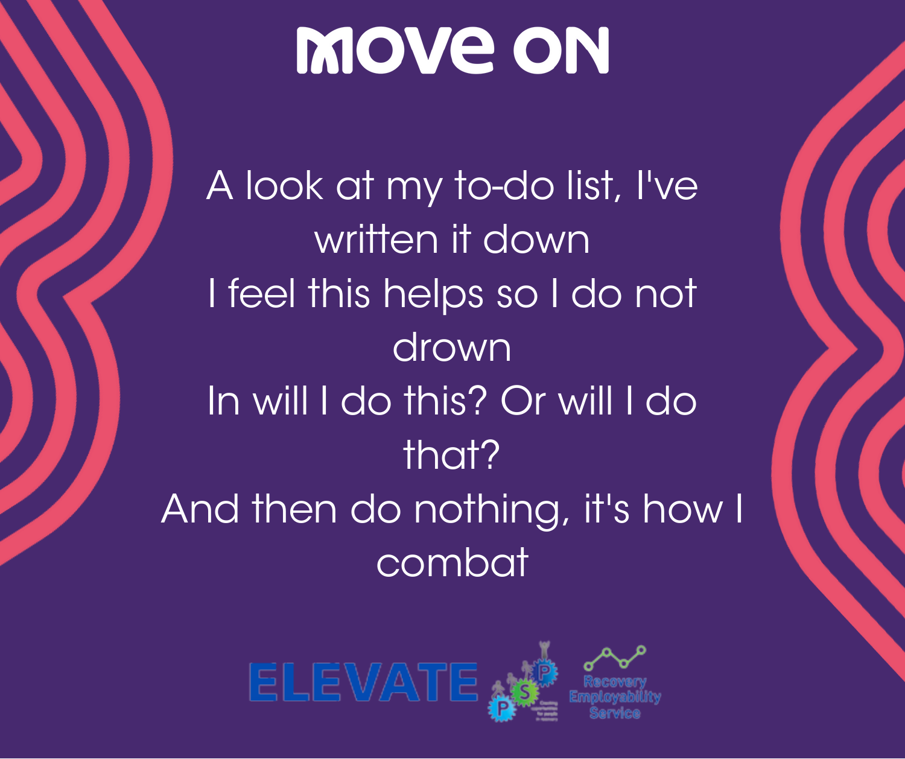# MOVE ON

A look at my to-do list, I've written it down
I feel this helps so I do not drown
In will I do this? Or will I do that?
And then do nothing, it's how I combat

ELEVATE

Recovery Employability Service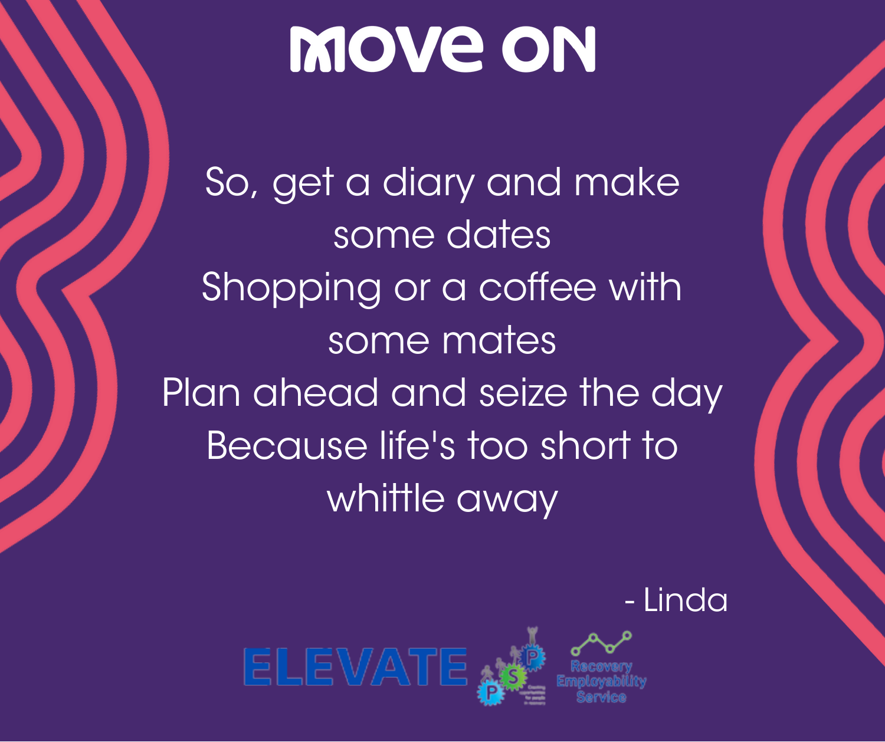# MOVE ON

So, get a diary and make some dates
Shopping or a coffee with some mates
Plan ahead and seize the day
Because life's too short to whittle away

\- Linda

ELEVATE

Recovery Employability Service